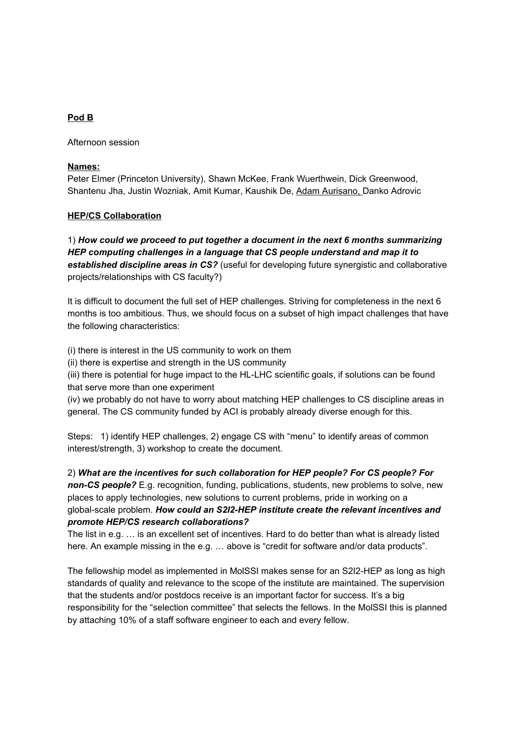**Pod B**

Afternoon session

**Names:**
Peter Elmer (Princeton University), Shawn McKee, Frank Wuerthwein, Dick Greenwood, Shantenu Jha, Justin Wozniak, Amit Kumar, Kaushik De, Adam Aurisano, Danko Adrovic

**HEP/CS Collaboration**

1) ***How could we proceed to put together a document in the next 6 months summarizing HEP computing challenges in a language that CS people understand and map it to established discipline areas in CS?*** (useful for developing future synergistic and collaborative projects/relationships with CS faculty?)

It is difficult to document the full set of HEP challenges. Striving for completeness in the next 6 months is too ambitious. Thus, we should focus on a subset of high impact challenges that have the following characteristics:

(i) there is interest in the US community to work on them
(ii) there is expertise and strength in the US community
(iii) there is potential for huge impact to the HL-LHC scientific goals, if solutions can be found that serve more than one experiment
(iv) we probably do not have to worry about matching HEP challenges to CS discipline areas in general. The CS community funded by ACI is probably already diverse enough for this.

Steps: 1) identify HEP challenges, 2) engage CS with "menu" to identify areas of common interest/strength, 3) workshop to create the document.

2) ***What are the incentives for such collaboration for HEP people? For CS people? For non-CS people?*** E.g. recognition, funding, publications, students, new problems to solve, new places to apply technologies, new solutions to current problems, pride in working on a global-scale problem. ***How could an S2I2-HEP institute create the relevant incentives and promote HEP/CS research collaborations?***
The list in e.g. … is an excellent set of incentives. Hard to do better than what is already listed here. An example missing in the e.g. … above is "credit for software and/or data products".

The fellowship model as implemented in MolSSI makes sense for an S2I2-HEP as long as high standards of quality and relevance to the scope of the institute are maintained. The supervision that the students and/or postdocs receive is an important factor for success. It's a big responsibility for the "selection committee" that selects the fellows. In the MolSSI this is planned by attaching 10% of a staff software engineer to each and every fellow.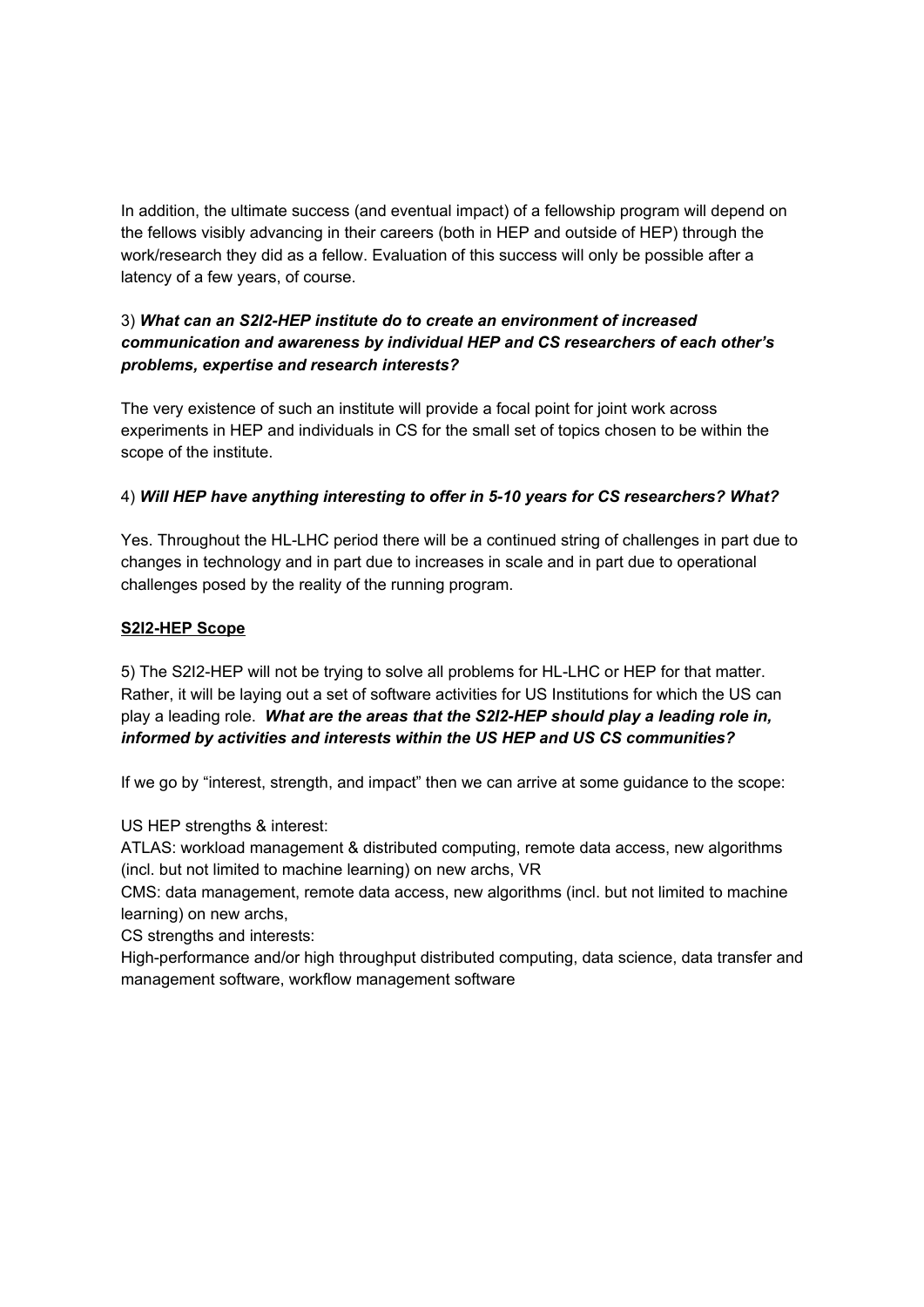In addition, the ultimate success (and eventual impact) of a fellowship program will depend on the fellows visibly advancing in their careers (both in HEP and outside of HEP) through the work/research they did as a fellow. Evaluation of this success will only be possible after a latency of a few years, of course.

3) ***What can an S2I2-HEP institute do to create an environment of increased communication and awareness by individual HEP and CS researchers of each other's problems, expertise and research interests?***

The very existence of such an institute will provide a focal point for joint work across experiments in HEP and individuals in CS for the small set of topics chosen to be within the scope of the institute.

4) ***Will HEP have anything interesting to offer in 5-10 years for CS researchers? What?***

Yes. Throughout the HL-LHC period there will be a continued string of challenges in part due to changes in technology and in part due to increases in scale and in part due to operational challenges posed by the reality of the running program.

**S2I2-HEP Scope**

5) The S2I2-HEP will not be trying to solve all problems for HL-LHC or HEP for that matter. Rather, it will be laying out a set of software activities for US Institutions for which the US can play a leading role. ***What are the areas that the S2I2-HEP should play a leading role in, informed by activities and interests within the US HEP and US CS communities?***

If we go by "interest, strength, and impact" then we can arrive at some guidance to the scope:

US HEP strengths & interest:
ATLAS: workload management & distributed computing, remote data access, new algorithms (incl. but not limited to machine learning) on new archs, VR
CMS: data management, remote data access, new algorithms (incl. but not limited to machine learning) on new archs,
CS strengths and interests:
High-performance and/or high throughput distributed computing, data science, data transfer and management software, workflow management software